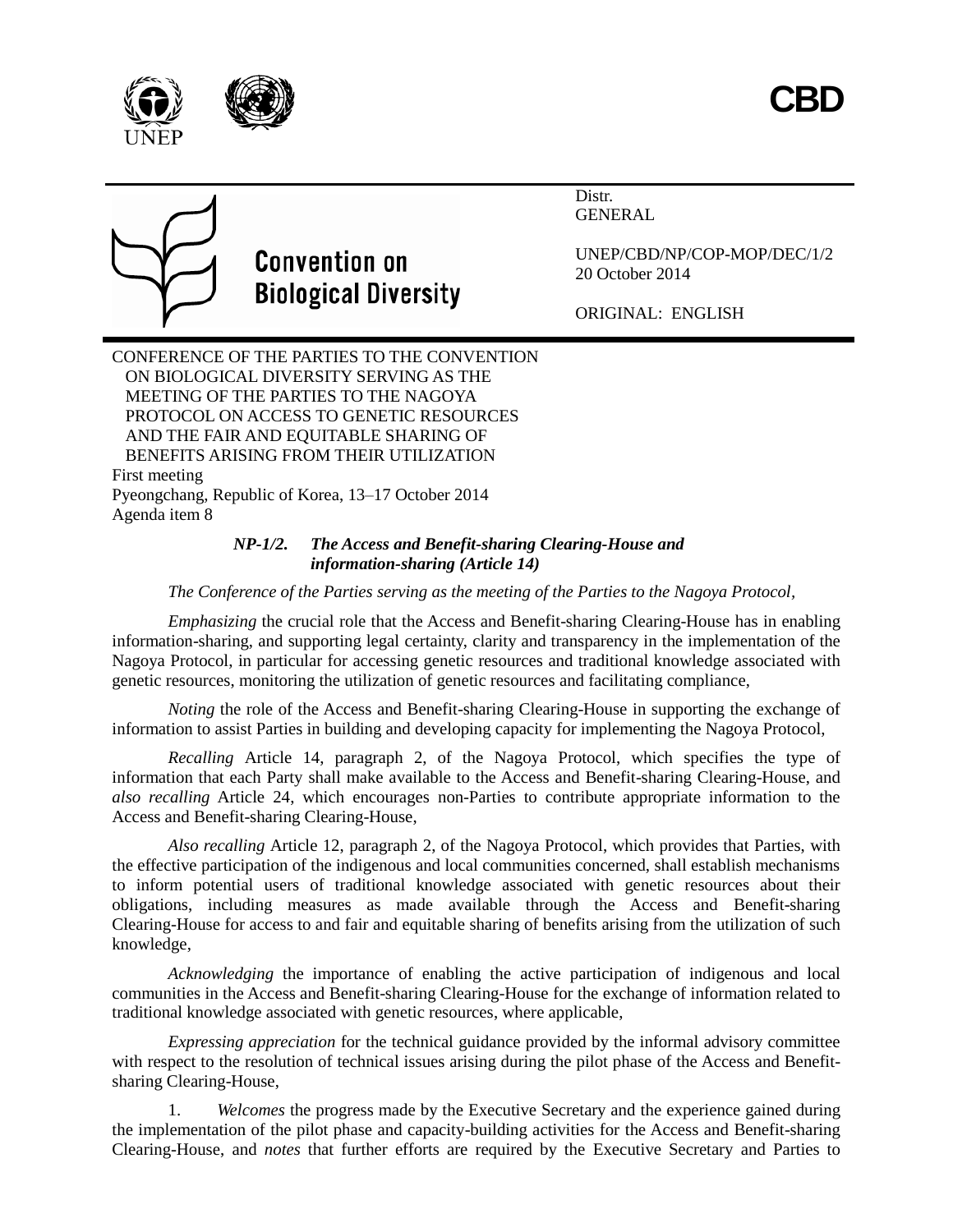CBD

Convention on Biological Diversity

Distr.
GENERAL

UNEP/CBD/NP/COP-MOP/DEC/1/2
20 October 2014

ORIGINAL: ENGLISH

CONFERENCE OF THE PARTIES TO THE CONVENTION ON BIOLOGICAL DIVERSITY SERVING AS THE MEETING OF THE PARTIES TO THE NAGOYA PROTOCOL ON ACCESS TO GENETIC RESOURCES AND THE FAIR AND EQUITABLE SHARING OF BENEFITS ARISING FROM THEIR UTILIZATION
First meeting
Pyeongchang, Republic of Korea, 13–17 October 2014
Agenda item 8

### *NP-1/2. The Access and Benefit-sharing Clearing-House and information-sharing (Article 14)*

*The Conference of the Parties serving as the meeting of the Parties to the Nagoya Protocol*,

*Emphasizing* the crucial role that the Access and Benefit-sharing Clearing-House has in enabling information-sharing, and supporting legal certainty, clarity and transparency in the implementation of the Nagoya Protocol, in particular for accessing genetic resources and traditional knowledge associated with genetic resources, monitoring the utilization of genetic resources and facilitating compliance,

*Noting* the role of the Access and Benefit-sharing Clearing-House in supporting the exchange of information to assist Parties in building and developing capacity for implementing the Nagoya Protocol,

*Recalling* Article 14, paragraph 2, of the Nagoya Protocol, which specifies the type of information that each Party shall make available to the Access and Benefit-sharing Clearing-House, and *also recalling* Article 24, which encourages non-Parties to contribute appropriate information to the Access and Benefit-sharing Clearing-House,

*Also recalling* Article 12, paragraph 2, of the Nagoya Protocol, which provides that Parties, with the effective participation of the indigenous and local communities concerned, shall establish mechanisms to inform potential users of traditional knowledge associated with genetic resources about their obligations, including measures as made available through the Access and Benefit-sharing Clearing-House for access to and fair and equitable sharing of benefits arising from the utilization of such knowledge,

*Acknowledging* the importance of enabling the active participation of indigenous and local communities in the Access and Benefit-sharing Clearing-House for the exchange of information related to traditional knowledge associated with genetic resources, where applicable,

*Expressing appreciation* for the technical guidance provided by the informal advisory committee with respect to the resolution of technical issues arising during the pilot phase of the Access and Benefit-sharing Clearing-House,

1. *Welcomes* the progress made by the Executive Secretary and the experience gained during the implementation of the pilot phase and capacity-building activities for the Access and Benefit-sharing Clearing-House, and *notes* that further efforts are required by the Executive Secretary and Parties to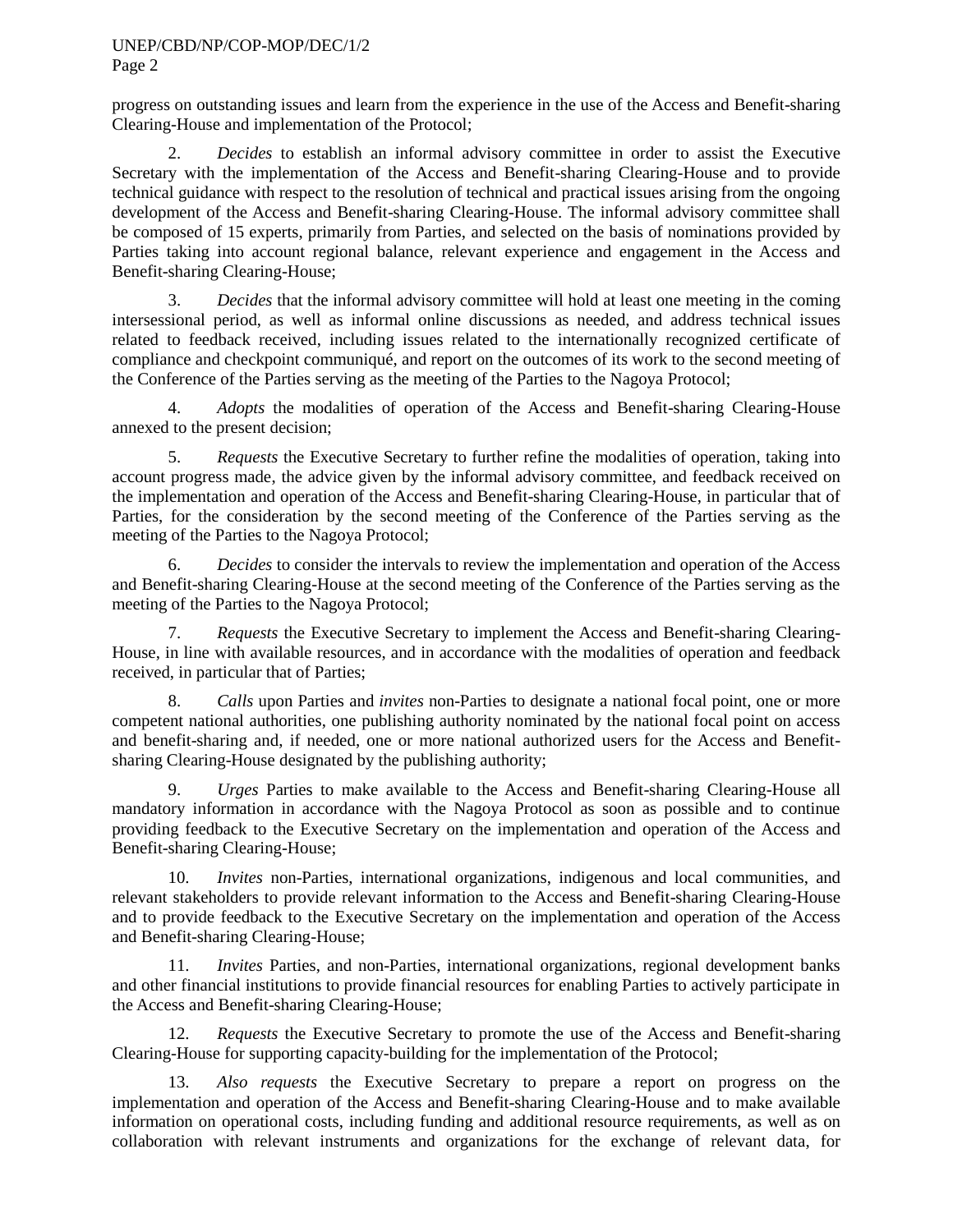progress on outstanding issues and learn from the experience in the use of the Access and Benefit-sharing Clearing-House and implementation of the Protocol;

2. *Decides* to establish an informal advisory committee in order to assist the Executive Secretary with the implementation of the Access and Benefit-sharing Clearing-House and to provide technical guidance with respect to the resolution of technical and practical issues arising from the ongoing development of the Access and Benefit-sharing Clearing-House. The informal advisory committee shall be composed of 15 experts, primarily from Parties, and selected on the basis of nominations provided by Parties taking into account regional balance, relevant experience and engagement in the Access and Benefit-sharing Clearing-House;

3. *Decides* that the informal advisory committee will hold at least one meeting in the coming intersessional period, as well as informal online discussions as needed, and address technical issues related to feedback received, including issues related to the internationally recognized certificate of compliance and checkpoint communiqué, and report on the outcomes of its work to the second meeting of the Conference of the Parties serving as the meeting of the Parties to the Nagoya Protocol;

4. *Adopts* the modalities of operation of the Access and Benefit-sharing Clearing-House annexed to the present decision;

5. *Requests* the Executive Secretary to further refine the modalities of operation, taking into account progress made, the advice given by the informal advisory committee, and feedback received on the implementation and operation of the Access and Benefit-sharing Clearing-House, in particular that of Parties, for the consideration by the second meeting of the Conference of the Parties serving as the meeting of the Parties to the Nagoya Protocol;

6. *Decides* to consider the intervals to review the implementation and operation of the Access and Benefit-sharing Clearing-House at the second meeting of the Conference of the Parties serving as the meeting of the Parties to the Nagoya Protocol;

7. *Requests* the Executive Secretary to implement the Access and Benefit-sharing Clearing-House, in line with available resources, and in accordance with the modalities of operation and feedback received, in particular that of Parties;

8. *Calls* upon Parties and *invites* non-Parties to designate a national focal point, one or more competent national authorities, one publishing authority nominated by the national focal point on access and benefit-sharing and, if needed, one or more national authorized users for the Access and Benefit-sharing Clearing-House designated by the publishing authority;

9. *Urges* Parties to make available to the Access and Benefit-sharing Clearing-House all mandatory information in accordance with the Nagoya Protocol as soon as possible and to continue providing feedback to the Executive Secretary on the implementation and operation of the Access and Benefit-sharing Clearing-House;

10. *Invites* non-Parties, international organizations, indigenous and local communities, and relevant stakeholders to provide relevant information to the Access and Benefit-sharing Clearing-House and to provide feedback to the Executive Secretary on the implementation and operation of the Access and Benefit-sharing Clearing-House;

11. *Invites* Parties, and non-Parties, international organizations, regional development banks and other financial institutions to provide financial resources for enabling Parties to actively participate in the Access and Benefit-sharing Clearing-House;

12. *Requests* the Executive Secretary to promote the use of the Access and Benefit-sharing Clearing-House for supporting capacity-building for the implementation of the Protocol;

13. *Also requests* the Executive Secretary to prepare a report on progress on the implementation and operation of the Access and Benefit-sharing Clearing-House and to make available information on operational costs, including funding and additional resource requirements, as well as on collaboration with relevant instruments and organizations for the exchange of relevant data, for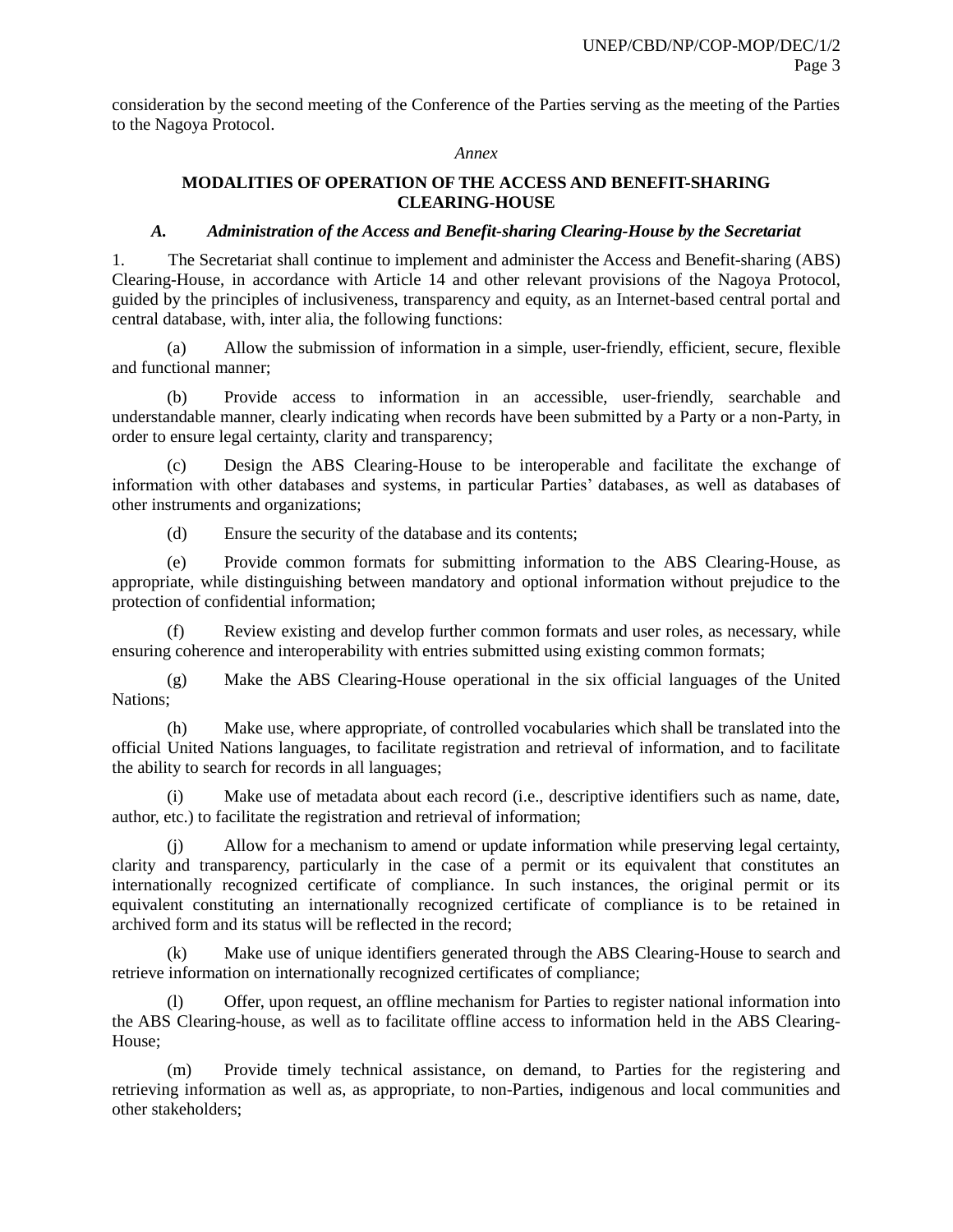consideration by the second meeting of the Conference of the Parties serving as the meeting of the Parties to the Nagoya Protocol.

*Annex*

## MODALITIES OF OPERATION OF THE ACCESS AND BENEFIT-SHARING CLEARING-HOUSE

### *A. Administration of the Access and Benefit-sharing Clearing-House by the Secretariat*

1. The Secretariat shall continue to implement and administer the Access and Benefit-sharing (ABS) Clearing-House, in accordance with Article 14 and other relevant provisions of the Nagoya Protocol, guided by the principles of inclusiveness, transparency and equity, as an Internet-based central portal and central database, with, inter alia, the following functions:

(a) Allow the submission of information in a simple, user-friendly, efficient, secure, flexible and functional manner;

(b) Provide access to information in an accessible, user-friendly, searchable and understandable manner, clearly indicating when records have been submitted by a Party or a non-Party, in order to ensure legal certainty, clarity and transparency;

(c) Design the ABS Clearing-House to be interoperable and facilitate the exchange of information with other databases and systems, in particular Parties' databases, as well as databases of other instruments and organizations;

(d) Ensure the security of the database and its contents;

(e) Provide common formats for submitting information to the ABS Clearing-House, as appropriate, while distinguishing between mandatory and optional information without prejudice to the protection of confidential information;

(f) Review existing and develop further common formats and user roles, as necessary, while ensuring coherence and interoperability with entries submitted using existing common formats;

(g) Make the ABS Clearing-House operational in the six official languages of the United Nations;

(h) Make use, where appropriate, of controlled vocabularies which shall be translated into the official United Nations languages, to facilitate registration and retrieval of information, and to facilitate the ability to search for records in all languages;

(i) Make use of metadata about each record (i.e., descriptive identifiers such as name, date, author, etc.) to facilitate the registration and retrieval of information;

(j) Allow for a mechanism to amend or update information while preserving legal certainty, clarity and transparency, particularly in the case of a permit or its equivalent that constitutes an internationally recognized certificate of compliance. In such instances, the original permit or its equivalent constituting an internationally recognized certificate of compliance is to be retained in archived form and its status will be reflected in the record;

(k) Make use of unique identifiers generated through the ABS Clearing-House to search and retrieve information on internationally recognized certificates of compliance;

(l) Offer, upon request, an offline mechanism for Parties to register national information into the ABS Clearing-house, as well as to facilitate offline access to information held in the ABS Clearing-House;

(m) Provide timely technical assistance, on demand, to Parties for the registering and retrieving information as well as, as appropriate, to non-Parties, indigenous and local communities and other stakeholders;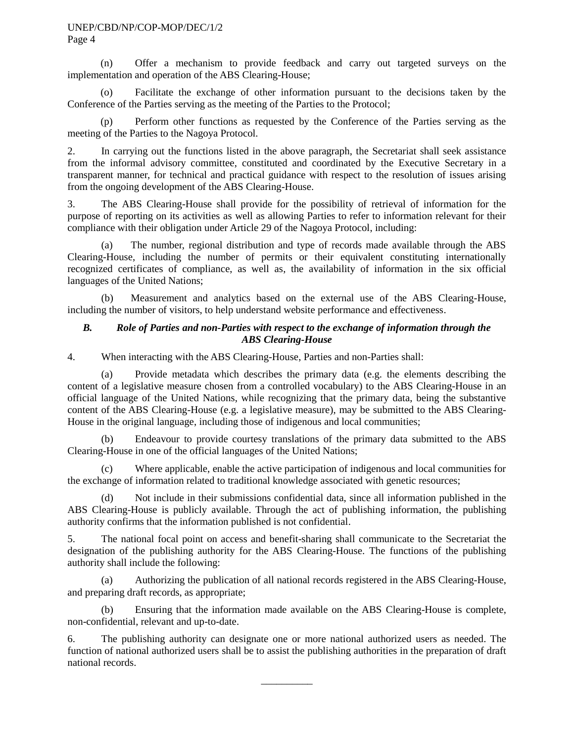(n) Offer a mechanism to provide feedback and carry out targeted surveys on the implementation and operation of the ABS Clearing-House;

(o) Facilitate the exchange of other information pursuant to the decisions taken by the Conference of the Parties serving as the meeting of the Parties to the Protocol;

(p) Perform other functions as requested by the Conference of the Parties serving as the meeting of the Parties to the Nagoya Protocol.

2. In carrying out the functions listed in the above paragraph, the Secretariat shall seek assistance from the informal advisory committee, constituted and coordinated by the Executive Secretary in a transparent manner, for technical and practical guidance with respect to the resolution of issues arising from the ongoing development of the ABS Clearing-House.

3. The ABS Clearing-House shall provide for the possibility of retrieval of information for the purpose of reporting on its activities as well as allowing Parties to refer to information relevant for their compliance with their obligation under Article 29 of the Nagoya Protocol, including:

(a) The number, regional distribution and type of records made available through the ABS Clearing-House, including the number of permits or their equivalent constituting internationally recognized certificates of compliance, as well as, the availability of information in the six official languages of the United Nations;

(b) Measurement and analytics based on the external use of the ABS Clearing-House, including the number of visitors, to help understand website performance and effectiveness.

### *B. Role of Parties and non-Parties with respect to the exchange of information through the ABS Clearing-House*

4. When interacting with the ABS Clearing-House, Parties and non-Parties shall:

(a) Provide metadata which describes the primary data (e.g. the elements describing the content of a legislative measure chosen from a controlled vocabulary) to the ABS Clearing-House in an official language of the United Nations, while recognizing that the primary data, being the substantive content of the ABS Clearing-House (e.g. a legislative measure), may be submitted to the ABS Clearing-House in the original language, including those of indigenous and local communities;

(b) Endeavour to provide courtesy translations of the primary data submitted to the ABS Clearing-House in one of the official languages of the United Nations;

(c) Where applicable, enable the active participation of indigenous and local communities for the exchange of information related to traditional knowledge associated with genetic resources;

(d) Not include in their submissions confidential data, since all information published in the ABS Clearing-House is publicly available. Through the act of publishing information, the publishing authority confirms that the information published is not confidential.

5. The national focal point on access and benefit-sharing shall communicate to the Secretariat the designation of the publishing authority for the ABS Clearing-House. The functions of the publishing authority shall include the following:

(a) Authorizing the publication of all national records registered in the ABS Clearing-House, and preparing draft records, as appropriate;

(b) Ensuring that the information made available on the ABS Clearing-House is complete, non-confidential, relevant and up-to-date.

6. The publishing authority can designate one or more national authorized users as needed. The function of national authorized users shall be to assist the publishing authorities in the preparation of draft national records.

__________